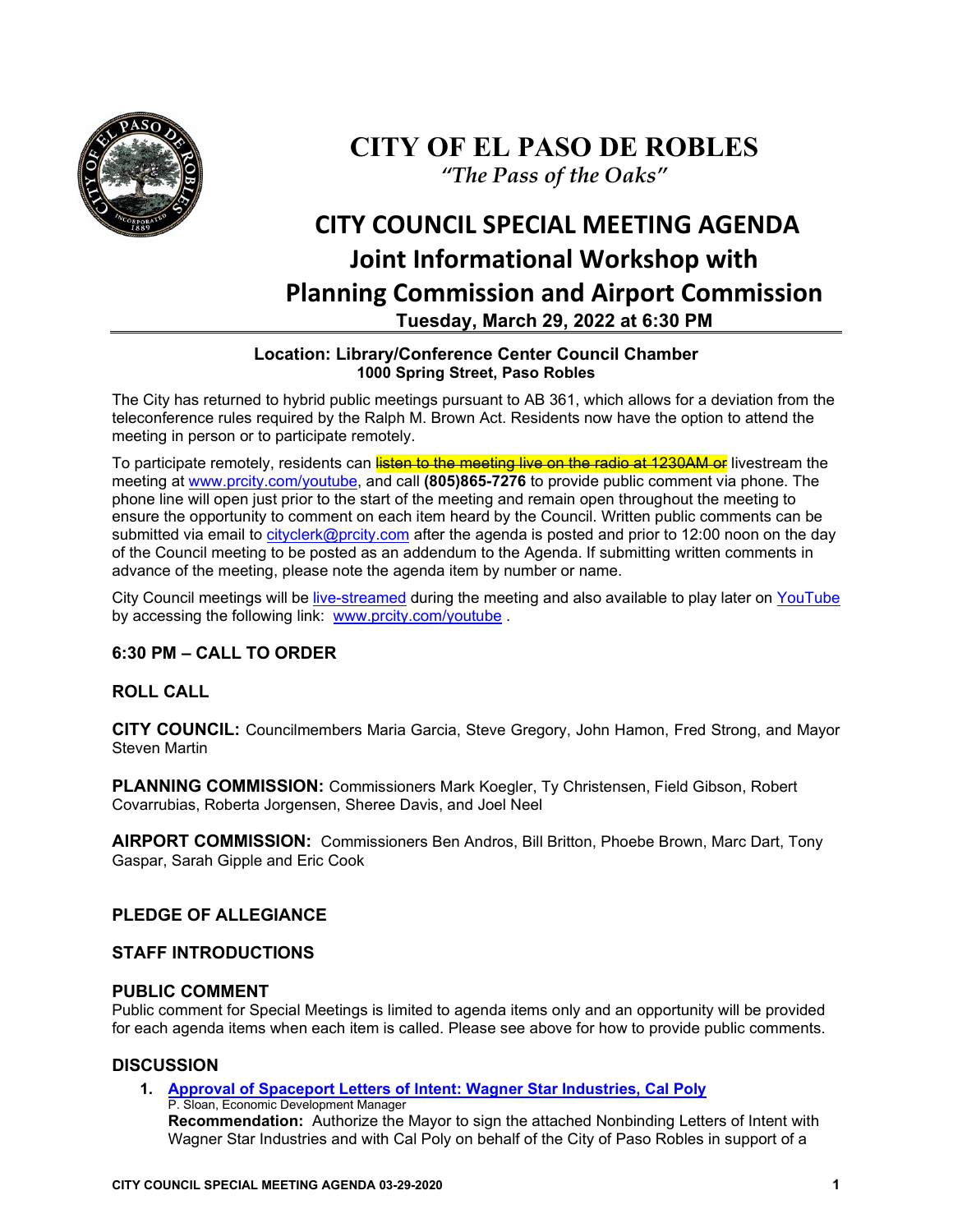# CITY OF EL PASO DE ROBLES

*"The Pass of the Oaks"*

# CITY COUNCIL SPECIAL MEETING AGENDA
## Joint Informational Workshop with Planning Commission and Airport Commission
### Tuesday, March 29, 2022 at 6:30 PM

**Location: Library/Conference Center Council Chamber**
**1000 Spring Street, Paso Robles**

The City has returned to hybrid public meetings pursuant to AB 361, which allows for a deviation from the teleconference rules required by the Ralph M. Brown Act. Residents now have the option to attend the meeting in person or to participate remotely.

To participate remotely, residents can ~~listen to the meeting live on the radio at 1230AM or~~ livestream the meeting at www.prcity.com/youtube, and call **(805)865-7276** to provide public comment via phone. The phone line will open just prior to the start of the meeting and remain open throughout the meeting to ensure the opportunity to comment on each item heard by the Council. Written public comments can be submitted via email to cityclerk@prcity.com after the agenda is posted and prior to 12:00 noon on the day of the Council meeting to be posted as an addendum to the Agenda. If submitting written comments in advance of the meeting, please note the agenda item by number or name.

City Council meetings will be live-streamed during the meeting and also available to play later on YouTube by accessing the following link: www.prcity.com/youtube .

### 6:30 PM – CALL TO ORDER

### ROLL CALL

**CITY COUNCIL:** Councilmembers Maria Garcia, Steve Gregory, John Hamon, Fred Strong, and Mayor Steven Martin

**PLANNING COMMISSION:** Commissioners Mark Koegler, Ty Christensen, Field Gibson, Robert Covarrubias, Roberta Jorgensen, Sheree Davis, and Joel Neel

**AIRPORT COMMISSION:** Commissioners Ben Andros, Bill Britton, Phoebe Brown, Marc Dart, Tony Gaspar, Sarah Gipple and Eric Cook

### PLEDGE OF ALLEGIANCE

### STAFF INTRODUCTIONS

### PUBLIC COMMENT

Public comment for Special Meetings is limited to agenda items only and an opportunity will be provided for each agenda items when each item is called. Please see above for how to provide public comments.

### DISCUSSION

1. **Approval of Spaceport Letters of Intent: Wagner Star Industries, Cal Poly**
   P. Sloan, Economic Development Manager
   **Recommendation:** Authorize the Mayor to sign the attached Nonbinding Letters of Intent with Wagner Star Industries and with Cal Poly on behalf of the City of Paso Robles in support of a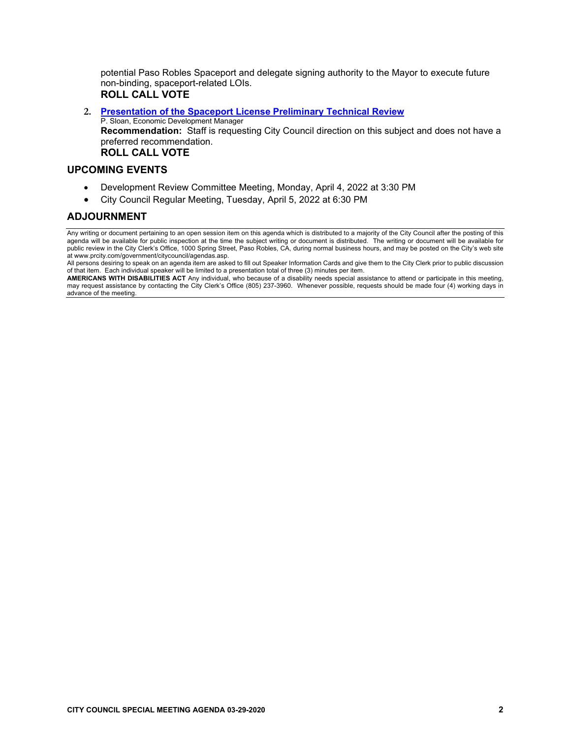potential Paso Robles Spaceport and delegate signing authority to the Mayor to execute future non-binding, spaceport-related LOIs.

**ROLL CALL VOTE**

2. **Presentation of the Spaceport License Preliminary Technical Review**
   P. Sloan, Economic Development Manager
   **Recommendation:** Staff is requesting City Council direction on this subject and does not have a preferred recommendation.
   **ROLL CALL VOTE**

## UPCOMING EVENTS

- Development Review Committee Meeting, Monday, April 4, 2022 at 3:30 PM
- City Council Regular Meeting, Tuesday, April 5, 2022 at 6:30 PM

## ADJOURNMENT

Any writing or document pertaining to an open session item on this agenda which is distributed to a majority of the City Council after the posting of this agenda will be available for public inspection at the time the subject writing or document is distributed. The writing or document will be available for public review in the City Clerk's Office, 1000 Spring Street, Paso Robles, CA, during normal business hours, and may be posted on the City's web site at www.prcity.com/government/citycouncil/agendas.asp.

All persons desiring to speak on an agenda item are asked to fill out Speaker Information Cards and give them to the City Clerk prior to public discussion of that item. Each individual speaker will be limited to a presentation total of three (3) minutes per item.

**AMERICANS WITH DISABILITIES ACT** Any individual, who because of a disability needs special assistance to attend or participate in this meeting, may request assistance by contacting the City Clerk's Office (805) 237-3960. Whenever possible, requests should be made four (4) working days in advance of the meeting.